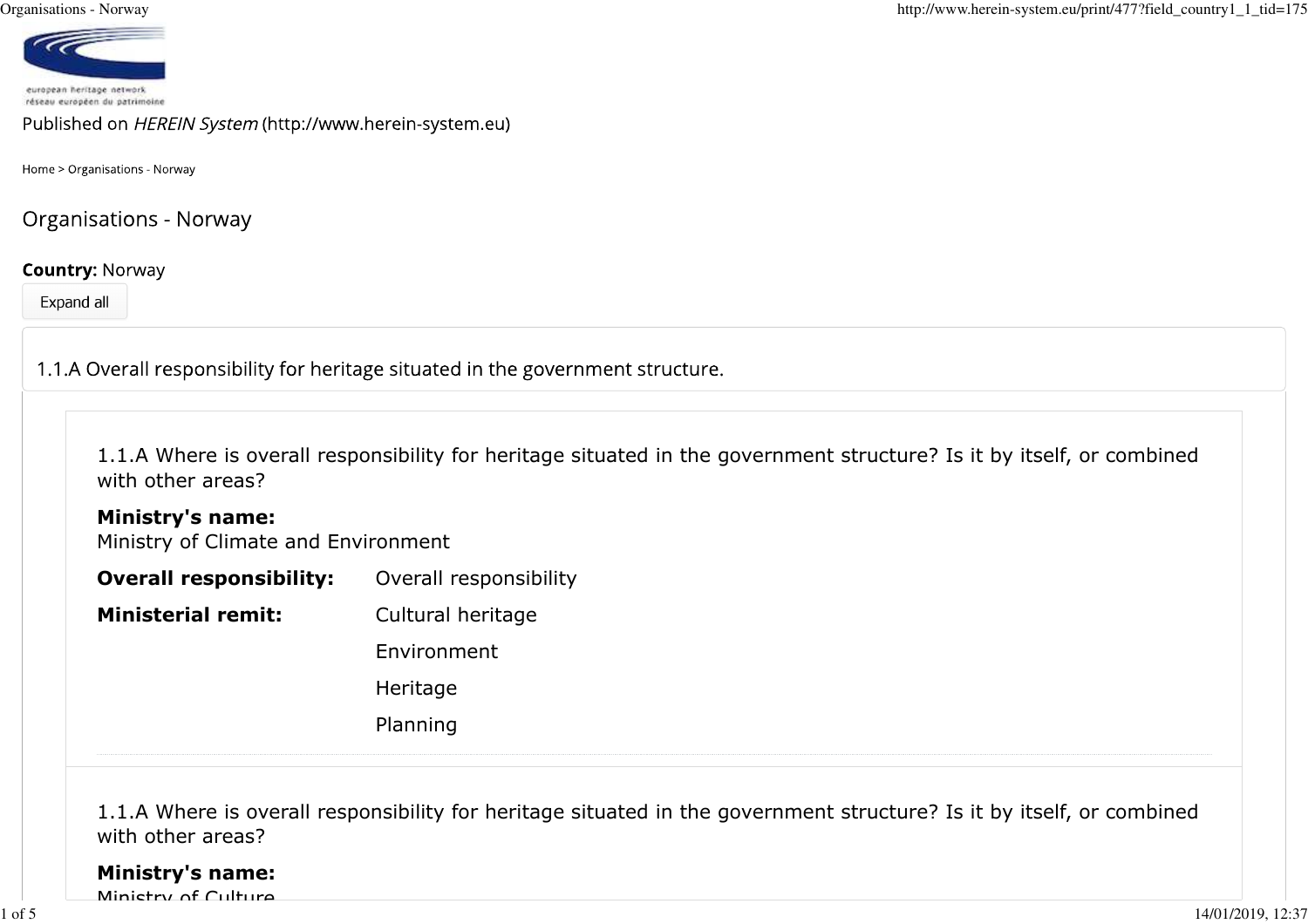european heritage network
réseau européen du patrimoine

Published on *HEREIN System* (http://www.herein-system.eu)

Home > Organisations - Norway

# Organisations - Norway

**Country:** Norway

Expand all

## 1.1.A Overall responsibility for heritage situated in the government structure.

### 1.1.A Where is overall responsibility for heritage situated in the government structure? Is it by itself, or combined with other areas?

**Ministry's name:**
Ministry of Climate and Environment

**Overall responsibility:** Overall responsibility

**Ministerial remit:**
- Cultural heritage
- Environment
- Heritage
- Planning

### 1.1.A Where is overall responsibility for heritage situated in the government structure? Is it by itself, or combined with other areas?

**Ministry's name:**
Ministry of Culture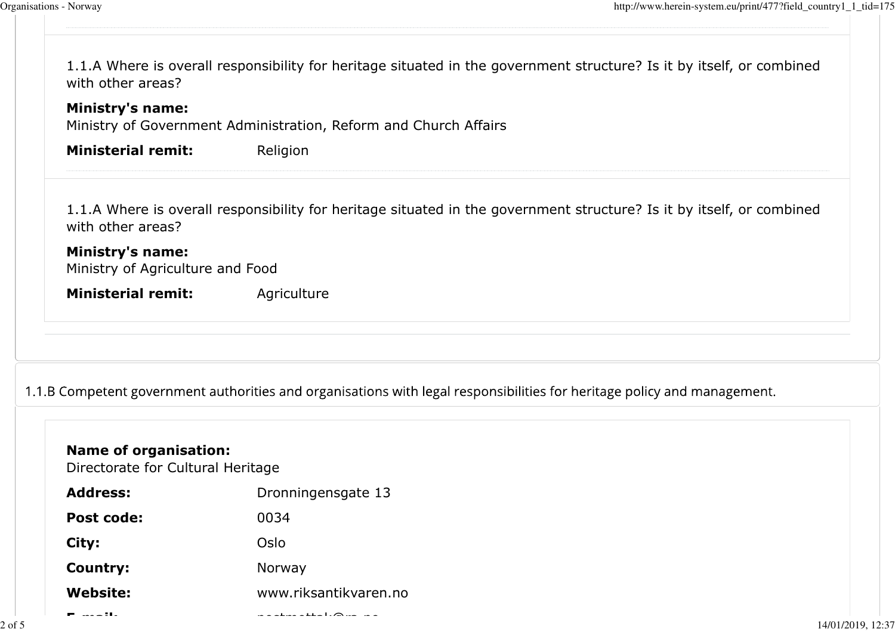1.1.A Where is overall responsibility for heritage situated in the government structure? Is it by itself, or combined with other areas?

**Ministry's name:**
Ministry of Government Administration, Reform and Church Affairs

**Ministerial remit:** Religion

1.1.A Where is overall responsibility for heritage situated in the government structure? Is it by itself, or combined with other areas?

**Ministry's name:**
Ministry of Agriculture and Food

**Ministerial remit:** Agriculture

1.1.B Competent government authorities and organisations with legal responsibilities for heritage policy and management.

**Name of organisation:**
Directorate for Cultural Heritage

**Address:** Dronningensgate 13

**Post code:** 0034

**City:** Oslo

**Country:** Norway

**Website:** www.riksantikvaren.no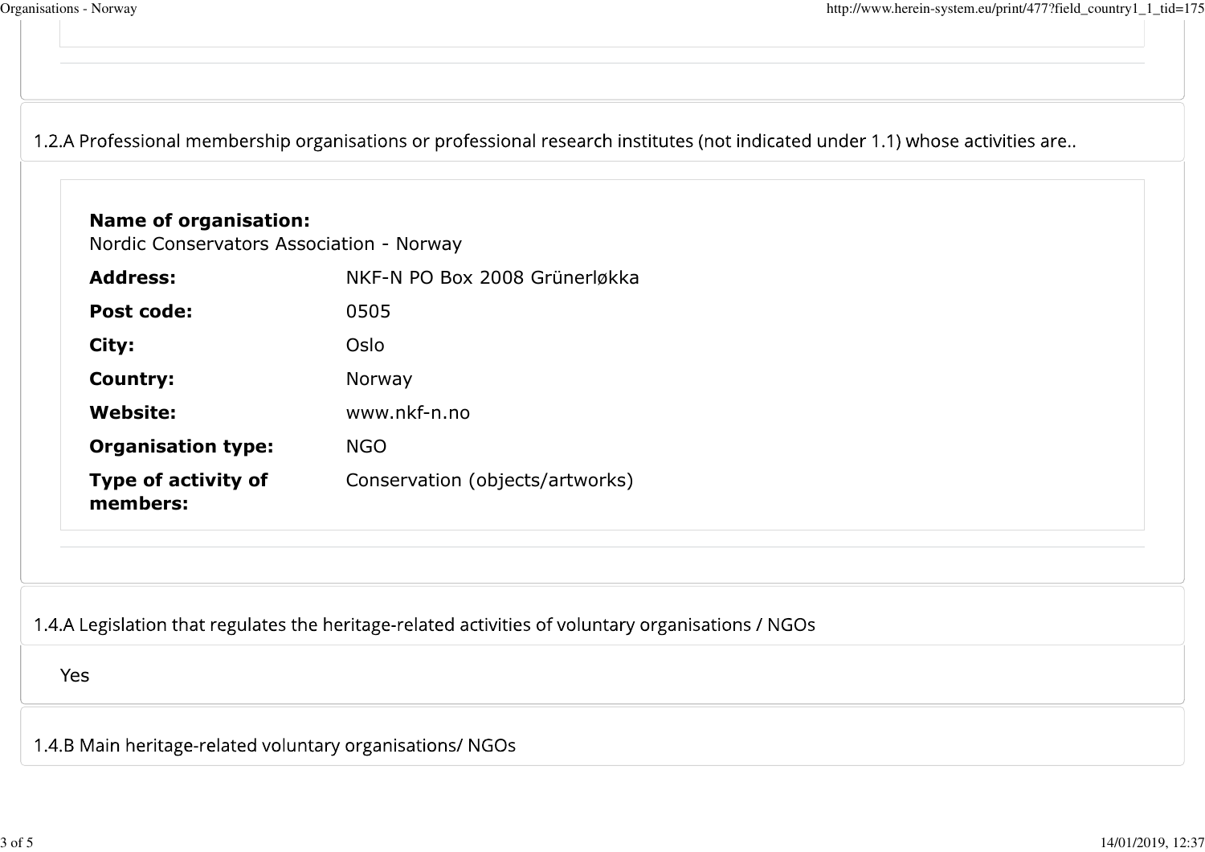## 1.2.A Professional membership organisations or professional research institutes (not indicated under 1.1) whose activities are..

**Name of organisation:**
Nordic Conservators Association - Norway

| | |
|---|---|
| **Address:** | NKF-N PO Box 2008 Grünerløkka |
| **Post code:** | 0505 |
| **City:** | Oslo |
| **Country:** | Norway |
| **Website:** | www.nkf-n.no |
| **Organisation type:** | NGO |
| **Type of activity of members:** | Conservation (objects/artworks) |

## 1.4.A Legislation that regulates the heritage-related activities of voluntary organisations / NGOs

Yes

## 1.4.B Main heritage-related voluntary organisations/ NGOs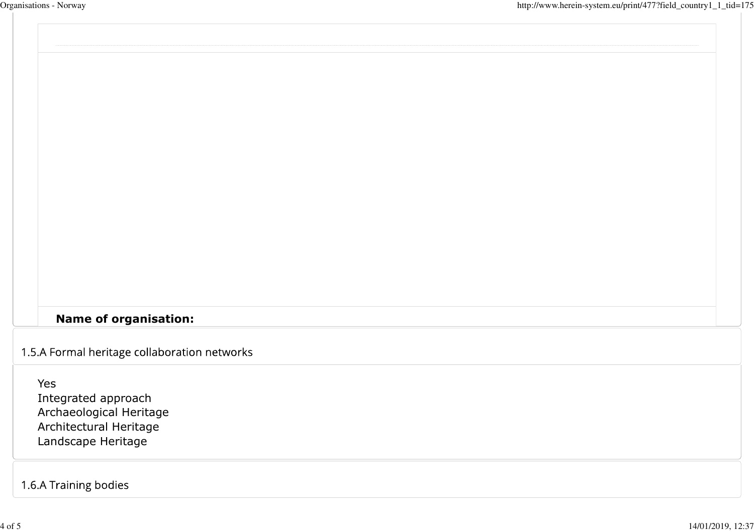**Name of organisation:**

## 1.5.A Formal heritage collaboration networks

Yes
Integrated approach
Archaeological Heritage
Architectural Heritage
Landscape Heritage

## 1.6.A Training bodies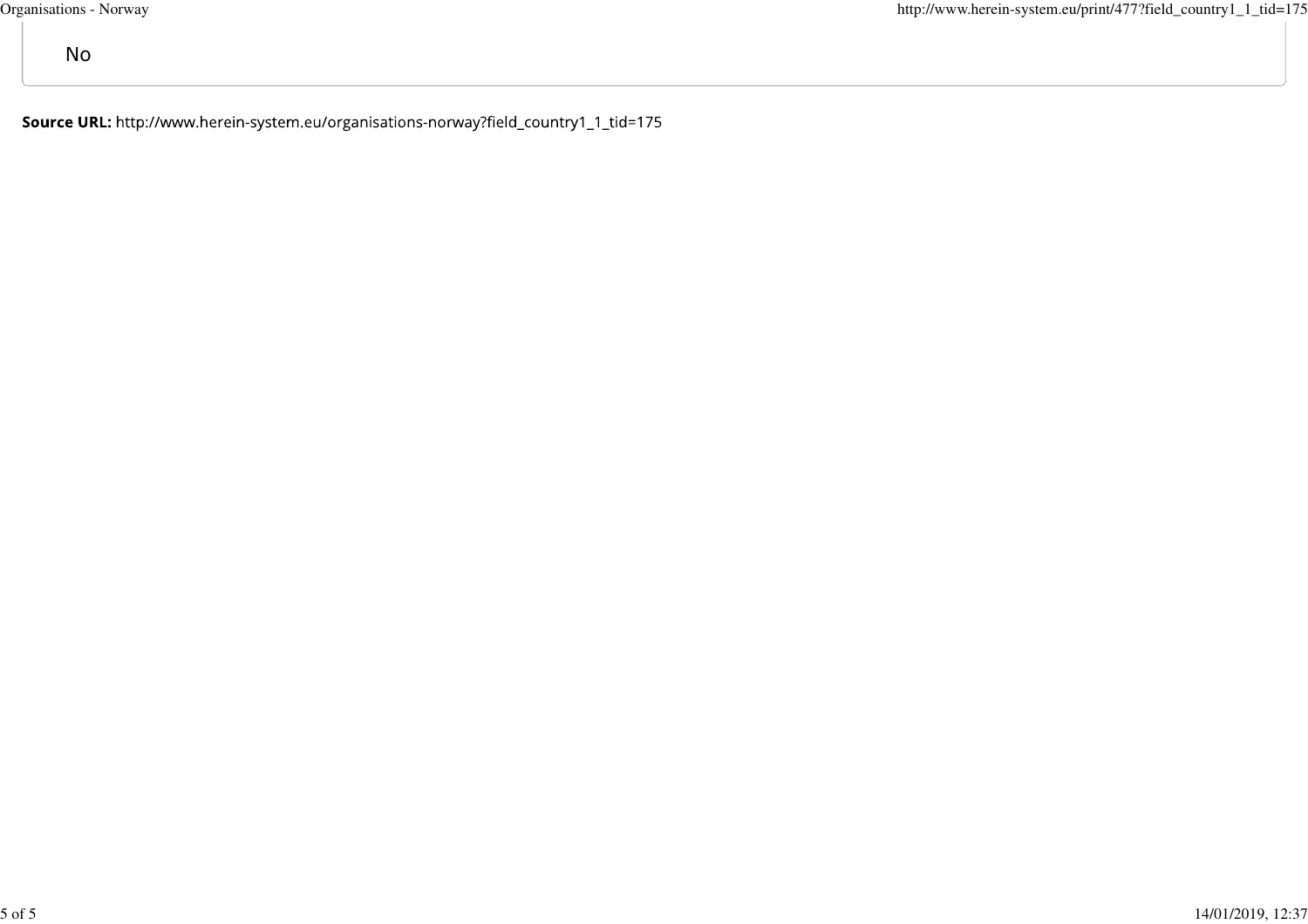No

**Source URL:** http://www.herein-system.eu/organisations-norway?field_country1_1_tid=175